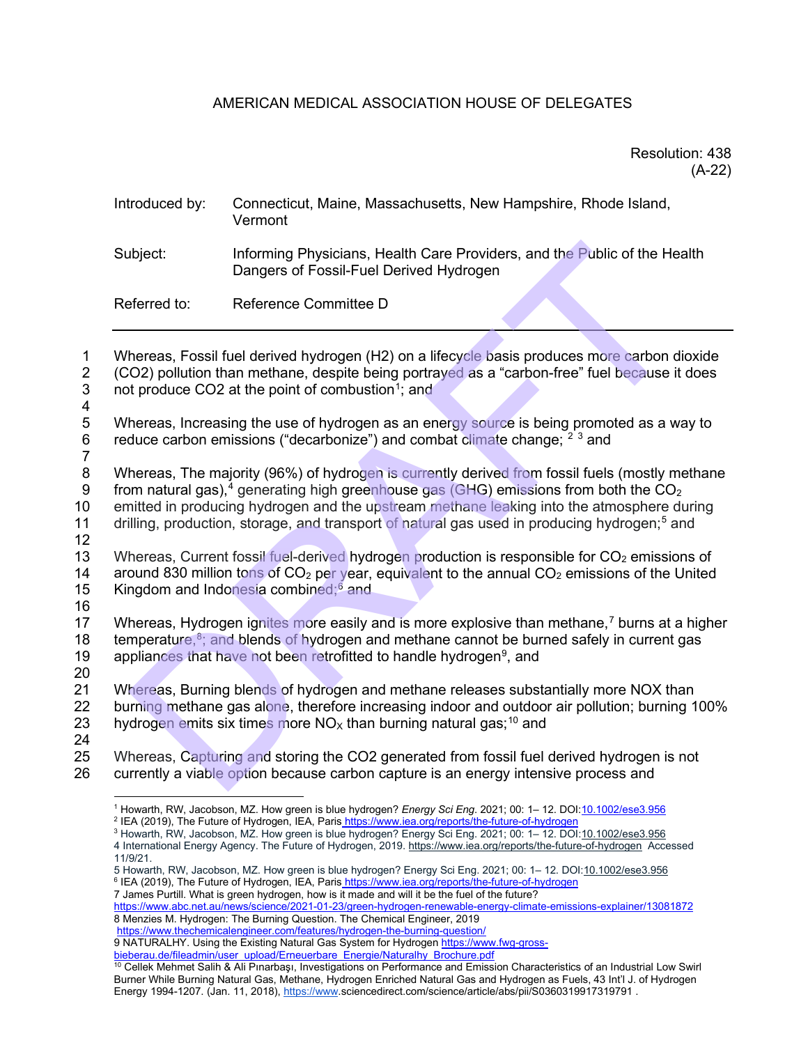AMERICAN MEDICAL ASSOCIATION HOUSE OF DELEGATES

Resolution: 438
(A-22)

Introduced by: Connecticut, Maine, Massachusetts, New Hampshire, Rhode Island, Vermont

Subject: Informing Physicians, Health Care Providers, and the Public of the Health Dangers of Fossil-Fuel Derived Hydrogen

Referred to: Reference Committee D

---

Whereas, Fossil fuel derived hydrogen (H2) on a lifecycle basis produces more carbon dioxide (CO2) pollution than methane, despite being portrayed as a "carbon-free" fuel because it does not produce CO2 at the point of combustion[1]; and

Whereas, Increasing the use of hydrogen as an energy source is being promoted as a way to reduce carbon emissions ("decarbonize") and combat climate change; [2] [3] and

Whereas, The majority (96%) of hydrogen is currently derived from fossil fuels (mostly methane from natural gas),[4] generating high greenhouse gas (GHG) emissions from both the $CO_2$ emitted in producing hydrogen and the upstream methane leaking into the atmosphere during drilling, production, storage, and transport of natural gas used in producing hydrogen;[5] and

Whereas, Current fossil fuel-derived hydrogen production is responsible for $CO_2$ emissions of around 830 million tons of $CO_2$ per year, equivalent to the annual $CO_2$ emissions of the United Kingdom and Indonesia combined;[6] and

Whereas, Hydrogen ignites more easily and is more explosive than methane,[7] burns at a higher temperature,[8]; and blends of hydrogen and methane cannot be burned safely in current gas appliances that have not been retrofitted to handle hydrogen[9], and

Whereas, Burning blends of hydrogen and methane releases substantially more NOX than burning methane gas alone, therefore increasing indoor and outdoor air pollution; burning 100% hydrogen emits six times more $NO_X$ than burning natural gas;[10] and

Whereas, Capturing and storing the CO2 generated from fossil fuel derived hydrogen is not currently a viable option because carbon capture is an energy intensive process and

---

[1] Howarth, RW, Jacobson, MZ. How green is blue hydrogen? *Energy Sci Eng*. 2021; 00: 1– 12. DOI:10.1002/ese3.956

[2] IEA (2019), The Future of Hydrogen, IEA, Paris https://www.iea.org/reports/the-future-of-hydrogen

[3] Howarth, RW, Jacobson, MZ. How green is blue hydrogen? Energy Sci Eng. 2021; 00: 1– 12. DOI:10.1002/ese3.956

4 International Energy Agency. The Future of Hydrogen, 2019. https://www.iea.org/reports/the-future-of-hydrogen Accessed 11/9/21.

5 Howarth, RW, Jacobson, MZ. How green is blue hydrogen? Energy Sci Eng. 2021; 00: 1– 12. DOI:10.1002/ese3.956

[6] IEA (2019), The Future of Hydrogen, IEA, Paris https://www.iea.org/reports/the-future-of-hydrogen

7 James Purtill. What is green hydrogen, how is it made and will it be the fuel of the future? https://www.abc.net.au/news/science/2021-01-23/green-hydrogen-renewable-energy-climate-emissions-explainer/13081872

8 Menzies M. Hydrogen: The Burning Question. The Chemical Engineer, 2019 https://www.thechemicalengineer.com/features/hydrogen-the-burning-question/

9 NATURALHY. Using the Existing Natural Gas System for Hydrogen https://www.fwg-gross-bieberau.de/fileadmin/user_upload/Erneuerbare_Energie/Naturalhy_Brochure.pdf

[10] Cellek Mehmet Salih & Ali Pınarbaşı, Investigations on Performance and Emission Characteristics of an Industrial Low Swirl Burner While Burning Natural Gas, Methane, Hydrogen Enriched Natural Gas and Hydrogen as Fuels, 43 Int'l J. of Hydrogen Energy 1994-1207. (Jan. 11, 2018), https://www.sciencedirect.com/science/article/abs/pii/S0360319917319791 .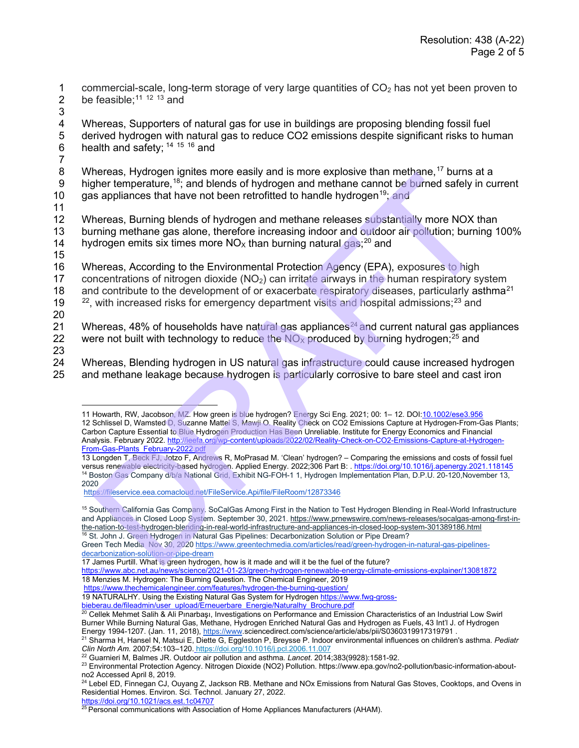commercial-scale, long-term storage of very large quantities of $CO_2$ has not yet been proven to be feasible;[11] [12] [13] and

Whereas, Supporters of natural gas for use in buildings are proposing blending fossil fuel derived hydrogen with natural gas to reduce CO2 emissions despite significant risks to human health and safety; [14] [15] [16] and

Whereas, Hydrogen ignites more easily and is more explosive than methane,[17] burns at a higher temperature,[18]; and blends of hydrogen and methane cannot be burned safely in current gas appliances that have not been retrofitted to handle hydrogen[19]; and

Whereas, Burning blends of hydrogen and methane releases substantially more NOX than burning methane gas alone, therefore increasing indoor and outdoor air pollution; burning 100% hydrogen emits six times more $NO_X$ than burning natural gas;[20] and

Whereas, According to the Environmental Protection Agency (EPA), exposures to high concentrations of nitrogen dioxide ($NO_2$) can irritate airways in the human respiratory system and contribute to the development of or exacerbate respiratory diseases, particularly asthma[21] [22], with increased risks for emergency department visits and hospital admissions;[23] and

Whereas, 48% of households have natural gas appliances[24] and current natural gas appliances were not built with technology to reduce the $NO_X$ produced by burning hydrogen;[25] and

Whereas, Blending hydrogen in US natural gas infrastructure could cause increased hydrogen and methane leakage because hydrogen is particularly corrosive to bare steel and cast iron

---

11 Howarth, RW, Jacobson, MZ. How green is blue hydrogen? Energy Sci Eng. 2021; 00: 1– 12. DOI:10.1002/ese3.956

12 Schlissel D, Wamsted D, Suzanne Mattei S, Mawji O. Reality Check on CO2 Emissions Capture at Hydrogen-From-Gas Plants; Carbon Capture Essential to Blue Hydrogen Production Has Been Unreliable. Institute for Energy Economics and Financial Analysis. February 2022. http://ieefa.org/wp-content/uploads/2022/02/Reality-Check-on-CO2-Emissions-Capture-at-Hydrogen-From-Gas-Plants_February-2022.pdf

13 Longden T, Beck FJ, Jotzo F, Andrews R, MoPrasad M. 'Clean' hydrogen? – Comparing the emissions and costs of fossil fuel versus renewable electricity-based hydrogen. Applied Energy. 2022;306 Part B: . https://doi.org/10.1016/j.apenergy.2021.118145

14 Boston Gas Company d/b/a National Grid, Exhibit NG-FOH-1 1, Hydrogen Implementation Plan, D.P.U. 20-120,November 13, 2020 https://fileservice.eea.comacloud.net/FileService.Api/file/FileRoom/12873346

15 Southern California Gas Company. SoCalGas Among First in the Nation to Test Hydrogen Blending in Real-World Infrastructure and Appliances in Closed Loop System. September 30, 2021. https://www.prnewswire.com/news-releases/socalgas-among-first-in-the-nation-to-test-hydrogen-blending-in-real-world-infrastructure-and-appliances-in-closed-loop-system-301389186.html

16 St. John J. Green Hydrogen in Natural Gas Pipelines: Decarbonization Solution or Pipe Dream? Green Tech Media. Nov 30, 2020 https://www.greentechmedia.com/articles/read/green-hydrogen-in-natural-gas-pipelines-decarbonization-solution-or-pipe-dream

17 James Purtill. What is green hydrogen, how is it made and will it be the fuel of the future? https://www.abc.net.au/news/science/2021-01-23/green-hydrogen-renewable-energy-climate-emissions-explainer/13081872

18 Menzies M. Hydrogen: The Burning Question. The Chemical Engineer, 2019 https://www.thechemicalengineer.com/features/hydrogen-the-burning-question/

19 NATURALHY. Using the Existing Natural Gas System for Hydrogen https://www.fwg-gross-bieberau.de/fileadmin/user_upload/Erneuerbare_Energie/Naturalhy_Brochure.pdf

20 Cellek Mehmet Salih & Ali Pınarbaşı, Investigations on Performance and Emission Characteristics of an Industrial Low Swirl Burner While Burning Natural Gas, Methane, Hydrogen Enriched Natural Gas and Hydrogen as Fuels, 43 Int'l J. of Hydrogen Energy 1994-1207. (Jan. 11, 2018), https://www.sciencedirect.com/science/article/abs/pii/S0360319917319791 .

21 Sharma H, Hansel N, Matsui E, Diette G, Eggleston P, Breysse P. Indoor environmental influences on children's asthma. *Pediatr Clin North Am.* 2007;54:103–120. https://doi.org/10.1016/j.pcl.2006.11.007

22 Guarnieri M, Balmes JR. Outdoor air pollution and asthma. *Lancet.* 2014;383(9928):1581-92.

23 Environmental Protection Agency. Nitrogen Dioxide (NO2) Pollution. https://www.epa.gov/no2-pollution/basic-information-about-no2 Accessed April 8, 2019.

24 Lebel ED, Finnegan CJ, Ouyang Z, Jackson RB. Methane and NOx Emissions from Natural Gas Stoves, Cooktops, and Ovens in Residential Homes. Environ. Sci. Technol. January 27, 2022. https://doi.org/10.1021/acs.est.1c04707

25 Personal communications with Association of Home Appliances Manufacturers (AHAM).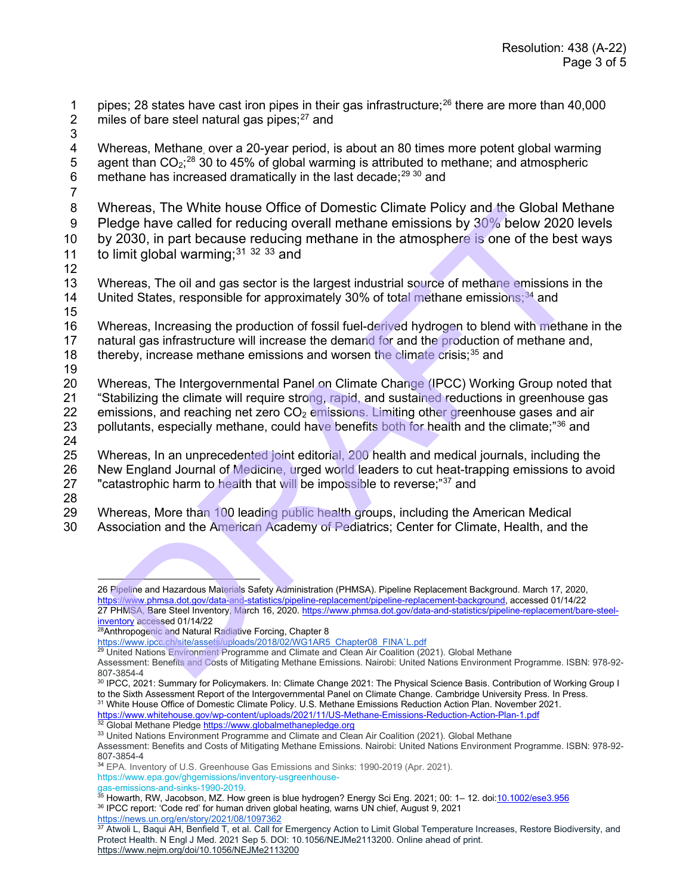pipes; 28 states have cast iron pipes in their gas infrastructure;[26] there are more than 40,000 miles of bare steel natural gas pipes;[27] and

Whereas, Methane, over a 20-year period, is about an 80 times more potent global warming agent than $CO_2$;[28] 30 to 45% of global warming is attributed to methane; and atmospheric methane has increased dramatically in the last decade;[29 30] and

Whereas, The White house Office of Domestic Climate Policy and the Global Methane Pledge have called for reducing overall methane emissions by 30% below 2020 levels by 2030, in part because reducing methane in the atmosphere is one of the best ways to limit global warming;[31 32 33] and

Whereas, The oil and gas sector is the largest industrial source of methane emissions in the United States, responsible for approximately 30% of total methane emissions;[34] and

Whereas, Increasing the production of fossil fuel-derived hydrogen to blend with methane in the natural gas infrastructure will increase the demand for and the production of methane and, thereby, increase methane emissions and worsen the climate crisis;[35] and

Whereas, The Intergovernmental Panel on Climate Change (IPCC) Working Group noted that "Stabilizing the climate will require strong, rapid, and sustained reductions in greenhouse gas emissions, and reaching net zero $CO_2$ emissions. Limiting other greenhouse gases and air pollutants, especially methane, could have benefits both for health and the climate;"[36] and

Whereas, In an unprecedented joint editorial, 200 health and medical journals, including the New England Journal of Medicine, urged world leaders to cut heat-trapping emissions to avoid "catastrophic harm to health that will be impossible to reverse;"[37] and

Whereas, More than 100 leading public health groups, including the American Medical Association and the American Academy of Pediatrics; Center for Climate, Health, and the

---

26 Pipeline and Hazardous Materials Safety Administration (PHMSA). Pipeline Replacement Background. March 17, 2020, https://www.phmsa.dot.gov/data-and-statistics/pipeline-replacement/pipeline-replacement-background, accessed 01/14/22

27 PHMSA, Bare Steel Inventory, March 16, 2020. https://www.phmsa.dot.gov/data-and-statistics/pipeline-replacement/bare-steel-inventory accessed 01/14/22

28 Anthropogenic and Natural Radiative Forcing, Chapter 8 https://www.ipcc.ch/site/assets/uploads/2018/02/WG1AR5_Chapter08_FINA`L.pdf

29 United Nations Environment Programme and Climate and Clean Air Coalition (2021). Global Methane Assessment: Benefits and Costs of Mitigating Methane Emissions. Nairobi: United Nations Environment Programme. ISBN: 978-92-807-3854-4

30 IPCC, 2021: Summary for Policymakers. In: Climate Change 2021: The Physical Science Basis. Contribution of Working Group I to the Sixth Assessment Report of the Intergovernmental Panel on Climate Change. Cambridge University Press. In Press.

31 White House Office of Domestic Climate Policy. U.S. Methane Emissions Reduction Action Plan. November 2021. https://www.whitehouse.gov/wp-content/uploads/2021/11/US-Methane-Emissions-Reduction-Action-Plan-1.pdf

32 Global Methane Pledge https://www.globalmethanepledge.org

33 United Nations Environment Programme and Climate and Clean Air Coalition (2021). Global Methane Assessment: Benefits and Costs of Mitigating Methane Emissions. Nairobi: United Nations Environment Programme. ISBN: 978-92-807-3854-4

34 EPA. Inventory of U.S. Greenhouse Gas Emissions and Sinks: 1990-2019 (Apr. 2021). https://www.epa.gov/ghgemissions/inventory-usgreenhouse-gas-emissions-and-sinks-1990-2019.

35 Howarth, RW, Jacobson, MZ. How green is blue hydrogen? Energy Sci Eng. 2021; 00: 1– 12. doi:10.1002/ese3.956

36 IPCC report: 'Code red' for human driven global heating, warns UN chief, August 9, 2021 https://news.un.org/en/story/2021/08/1097362

37 Atwoli L, Baqui AH, Benfield T, et al. Call for Emergency Action to Limit Global Temperature Increases, Restore Biodiversity, and Protect Health. N Engl J Med. 2021 Sep 5. DOI: 10.1056/NEJMe2113200. Online ahead of print. https://www.nejm.org/doi/10.1056/NEJMe2113200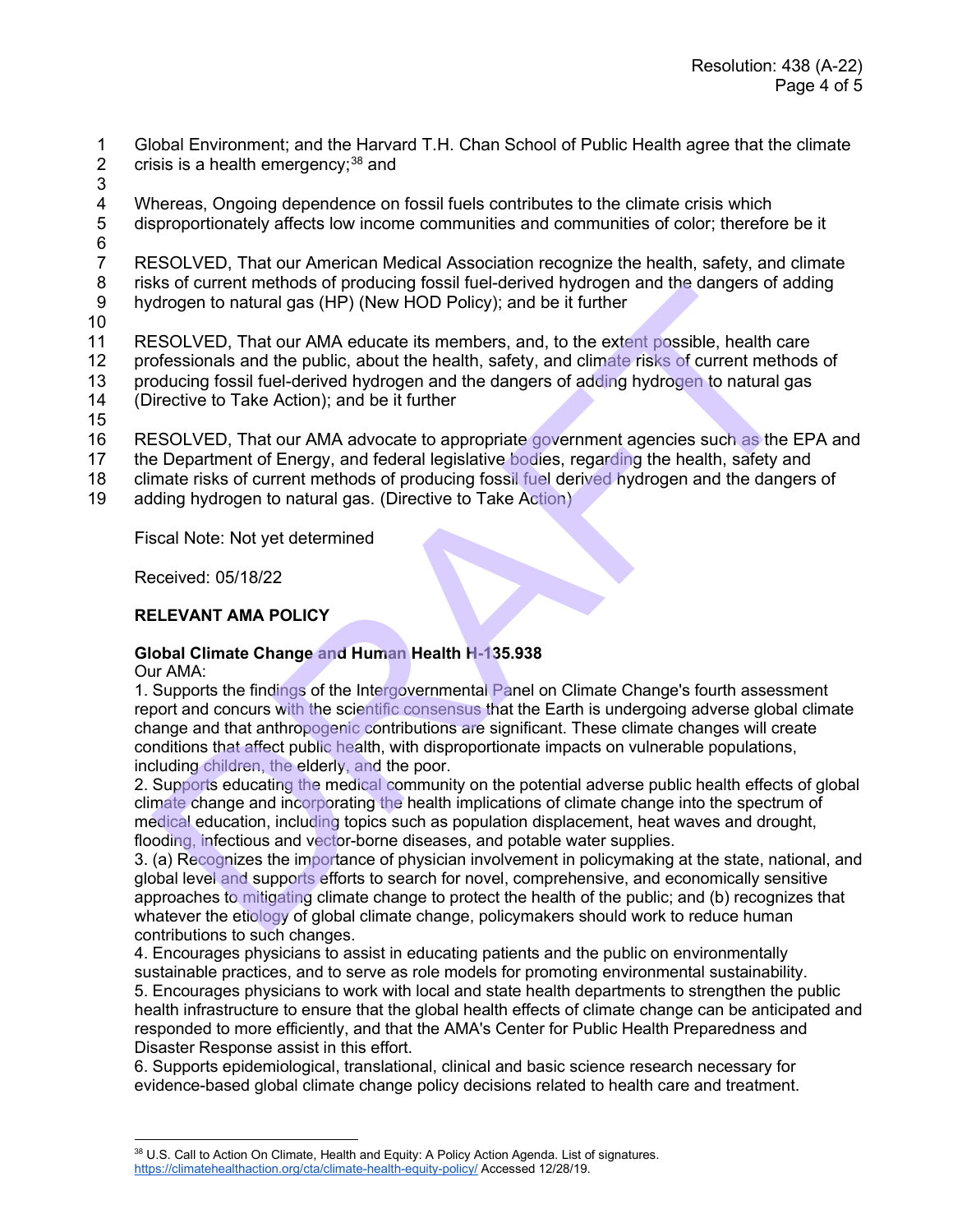Global Environment; and the Harvard T.H. Chan School of Public Health agree that the climate crisis is a health emergency;[38] and

Whereas, Ongoing dependence on fossil fuels contributes to the climate crisis which disproportionately affects low income communities and communities of color; therefore be it

RESOLVED, That our American Medical Association recognize the health, safety, and climate risks of current methods of producing fossil fuel-derived hydrogen and the dangers of adding hydrogen to natural gas (HP) (New HOD Policy); and be it further

RESOLVED, That our AMA educate its members, and, to the extent possible, health care professionals and the public, about the health, safety, and climate risks of current methods of producing fossil fuel-derived hydrogen and the dangers of adding hydrogen to natural gas (Directive to Take Action); and be it further

RESOLVED, That our AMA advocate to appropriate government agencies such as the EPA and the Department of Energy, and federal legislative bodies, regarding the health, safety and climate risks of current methods of producing fossil fuel derived hydrogen and the dangers of adding hydrogen to natural gas. (Directive to Take Action)

Fiscal Note: Not yet determined

Received: 05/18/22

**RELEVANT AMA POLICY**

**Global Climate Change and Human Health H-135.938**

Our AMA:

1. Supports the findings of the Intergovernmental Panel on Climate Change's fourth assessment report and concurs with the scientific consensus that the Earth is undergoing adverse global climate change and that anthropogenic contributions are significant. These climate changes will create conditions that affect public health, with disproportionate impacts on vulnerable populations, including children, the elderly, and the poor.
2. Supports educating the medical community on the potential adverse public health effects of global climate change and incorporating the health implications of climate change into the spectrum of medical education, including topics such as population displacement, heat waves and drought, flooding, infectious and vector-borne diseases, and potable water supplies.
3. (a) Recognizes the importance of physician involvement in policymaking at the state, national, and global level and supports efforts to search for novel, comprehensive, and economically sensitive approaches to mitigating climate change to protect the health of the public; and (b) recognizes that whatever the etiology of global climate change, policymakers should work to reduce human contributions to such changes.
4. Encourages physicians to assist in educating patients and the public on environmentally sustainable practices, and to serve as role models for promoting environmental sustainability.
5. Encourages physicians to work with local and state health departments to strengthen the public health infrastructure to ensure that the global health effects of climate change can be anticipated and responded to more efficiently, and that the AMA's Center for Public Health Preparedness and Disaster Response assist in this effort.
6. Supports epidemiological, translational, clinical and basic science research necessary for evidence-based global climate change policy decisions related to health care and treatment.

[38] U.S. Call to Action On Climate, Health and Equity: A Policy Action Agenda. List of signatures. https://climatehealthaction.org/cta/climate-health-equity-policy/ Accessed 12/28/19.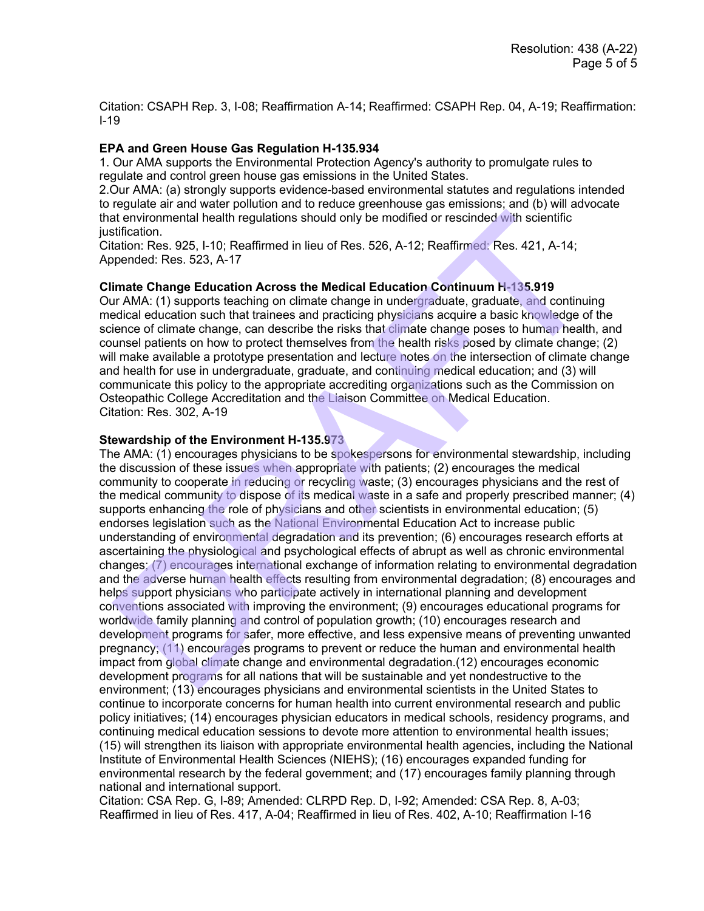Citation: CSAPH Rep. 3, I-08; Reaffirmation A-14; Reaffirmed: CSAPH Rep. 04, A-19; Reaffirmation: I-19

**EPA and Green House Gas Regulation H-135.934**

1. Our AMA supports the Environmental Protection Agency's authority to promulgate rules to regulate and control green house gas emissions in the United States.
2. Our AMA: (a) strongly supports evidence-based environmental statutes and regulations intended to regulate air and water pollution and to reduce greenhouse gas emissions; and (b) will advocate that environmental health regulations should only be modified or rescinded with scientific justification.

Citation: Res. 925, I-10; Reaffirmed in lieu of Res. 526, A-12; Reaffirmed: Res. 421, A-14; Appended: Res. 523, A-17

**Climate Change Education Across the Medical Education Continuum H-135.919**

Our AMA: (1) supports teaching on climate change in undergraduate, graduate, and continuing medical education such that trainees and practicing physicians acquire a basic knowledge of the science of climate change, can describe the risks that climate change poses to human health, and counsel patients on how to protect themselves from the health risks posed by climate change; (2) will make available a prototype presentation and lecture notes on the intersection of climate change and health for use in undergraduate, graduate, and continuing medical education; and (3) will communicate this policy to the appropriate accrediting organizations such as the Commission on Osteopathic College Accreditation and the Liaison Committee on Medical Education.
Citation: Res. 302, A-19

**Stewardship of the Environment H-135.973**

The AMA: (1) encourages physicians to be spokespersons for environmental stewardship, including the discussion of these issues when appropriate with patients; (2) encourages the medical community to cooperate in reducing or recycling waste; (3) encourages physicians and the rest of the medical community to dispose of its medical waste in a safe and properly prescribed manner; (4) supports enhancing the role of physicians and other scientists in environmental education; (5) endorses legislation such as the National Environmental Education Act to increase public understanding of environmental degradation and its prevention; (6) encourages research efforts at ascertaining the physiological and psychological effects of abrupt as well as chronic environmental changes; (7) encourages international exchange of information relating to environmental degradation and the adverse human health effects resulting from environmental degradation; (8) encourages and helps support physicians who participate actively in international planning and development conventions associated with improving the environment; (9) encourages educational programs for worldwide family planning and control of population growth; (10) encourages research and development programs for safer, more effective, and less expensive means of preventing unwanted pregnancy; (11) encourages programs to prevent or reduce the human and environmental health impact from global climate change and environmental degradation.(12) encourages economic development programs for all nations that will be sustainable and yet nondestructive to the environment; (13) encourages physicians and environmental scientists in the United States to continue to incorporate concerns for human health into current environmental research and public policy initiatives; (14) encourages physician educators in medical schools, residency programs, and continuing medical education sessions to devote more attention to environmental health issues; (15) will strengthen its liaison with appropriate environmental health agencies, including the National Institute of Environmental Health Sciences (NIEHS); (16) encourages expanded funding for environmental research by the federal government; and (17) encourages family planning through national and international support.
Citation: CSA Rep. G, I-89; Amended: CLRPD Rep. D, I-92; Amended: CSA Rep. 8, A-03; Reaffirmed in lieu of Res. 417, A-04; Reaffirmed in lieu of Res. 402, A-10; Reaffirmation I-16